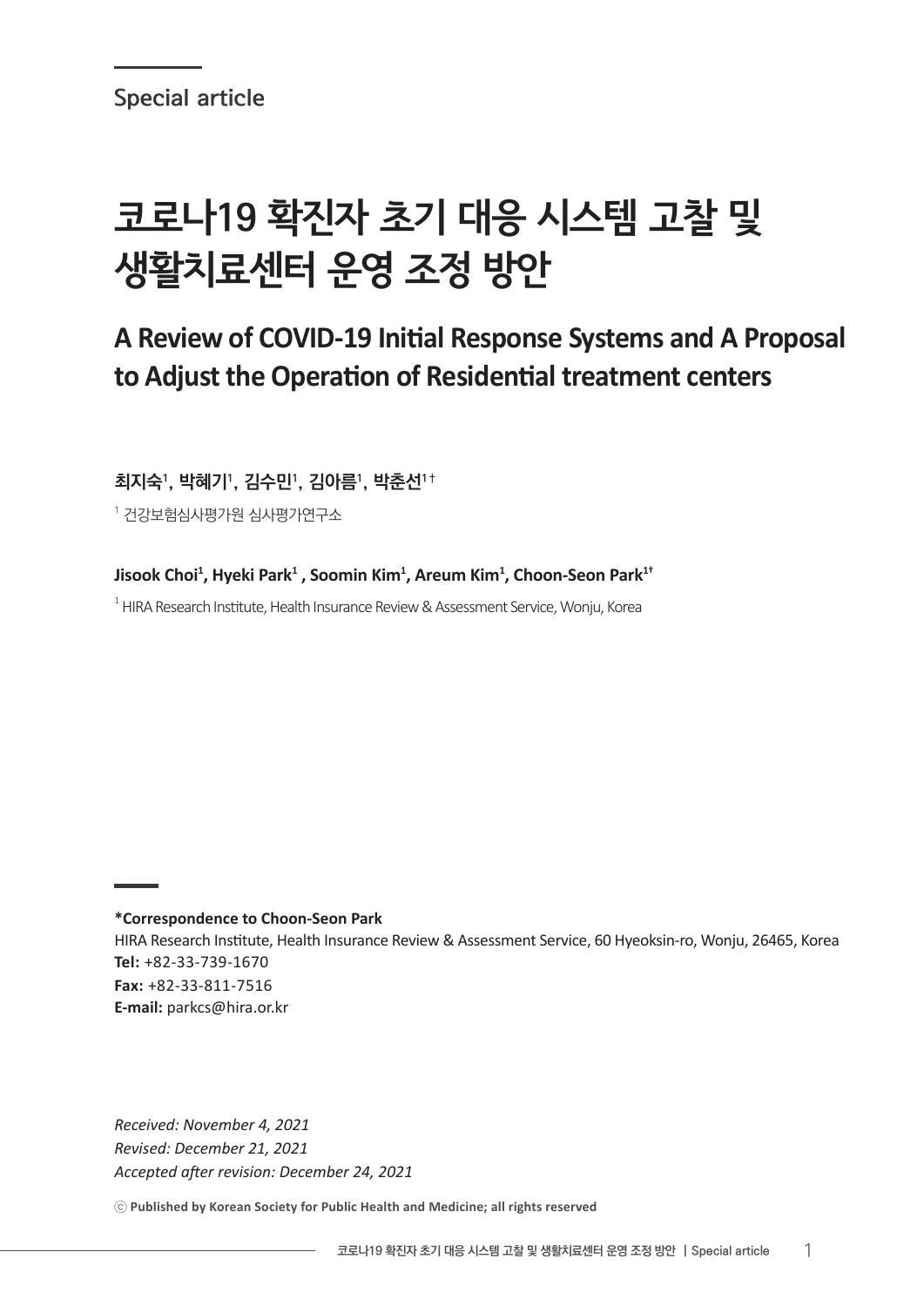Special article

# 코로나19 확진자 초기 대응 시스템 고찰 및 생활치료센터 운영 조정 방안

## A Review of COVID-19 Initial Response Systems and A Proposal to Adjust the Operation of Residential treatment centers

**최지숙[1], 박혜기[1], 김수민[1], 김아름[1], 박춘선[1†]**

[1] 건강보험심사평가원 심사평가연구소

**Jisook Choi[1], Hyeki Park[1] , Soomin Kim[1], Areum Kim[1], Choon-Seon Park[1†]**

[1] HIRA Research Institute, Health Insurance Review & Assessment Service, Wonju, Korea

**\*Correspondence to Choon-Seon Park**
HIRA Research Institute, Health Insurance Review & Assessment Service, 60 Hyeoksin-ro, Wonju, 26465, Korea
**Tel:** +82-33-739-1670
**Fax:** +82-33-811-7516
**E-mail:** parkcs@hira.or.kr

*Received: November 4, 2021*
*Revised: December 21, 2021*
*Accepted after revision: December 24, 2021*

ⓒ **Published by Korean Society for Public Health and Medicine; all rights reserved**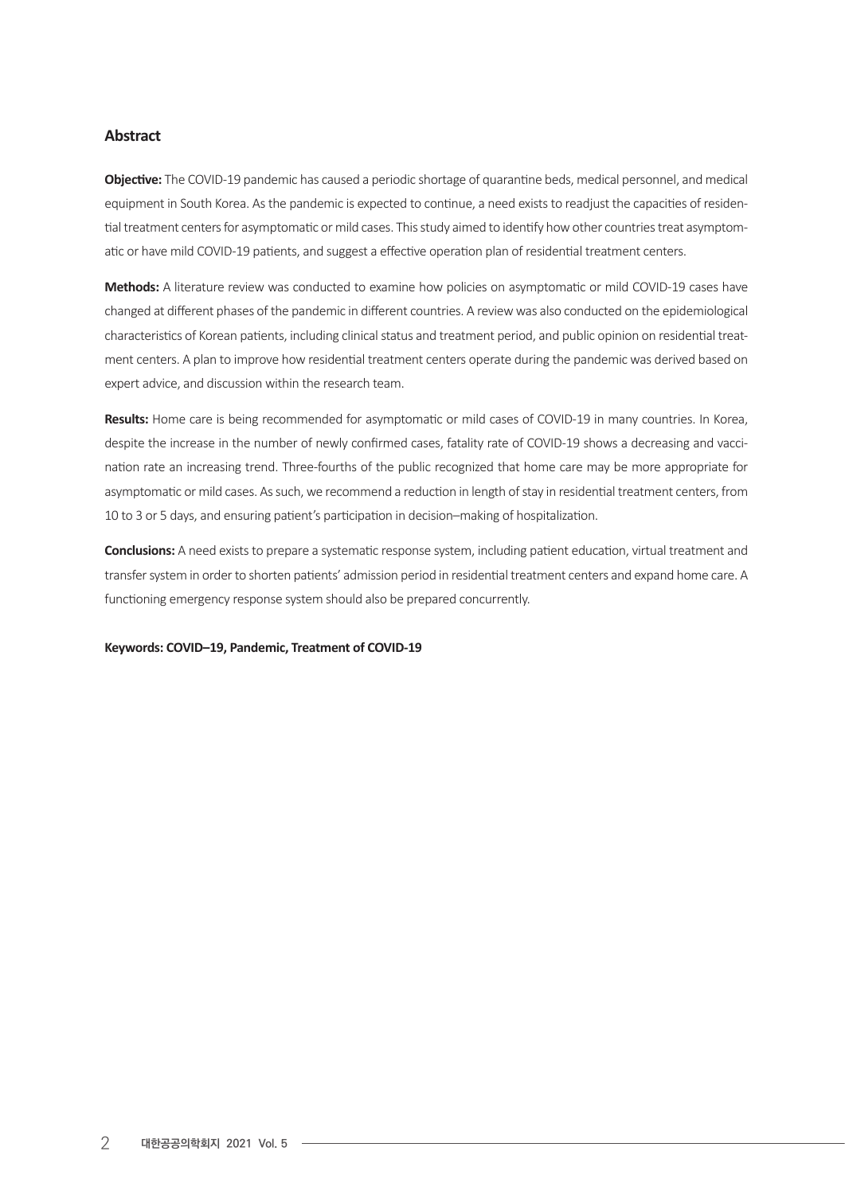## Abstract

**Objective:** The COVID-19 pandemic has caused a periodic shortage of quarantine beds, medical personnel, and medical equipment in South Korea. As the pandemic is expected to continue, a need exists to readjust the capacities of residential treatment centers for asymptomatic or mild cases. This study aimed to identify how other countries treat asymptomatic or have mild COVID-19 patients, and suggest a effective operation plan of residential treatment centers.

**Methods:** A literature review was conducted to examine how policies on asymptomatic or mild COVID-19 cases have changed at different phases of the pandemic in different countries. A review was also conducted on the epidemiological characteristics of Korean patients, including clinical status and treatment period, and public opinion on residential treatment centers. A plan to improve how residential treatment centers operate during the pandemic was derived based on expert advice, and discussion within the research team.

**Results:** Home care is being recommended for asymptomatic or mild cases of COVID-19 in many countries. In Korea, despite the increase in the number of newly confirmed cases, fatality rate of COVID-19 shows a decreasing and vaccination rate an increasing trend. Three-fourths of the public recognized that home care may be more appropriate for asymptomatic or mild cases. As such, we recommend a reduction in length of stay in residential treatment centers, from 10 to 3 or 5 days, and ensuring patient's participation in decision–making of hospitalization.

**Conclusions:** A need exists to prepare a systematic response system, including patient education, virtual treatment and transfer system in order to shorten patients' admission period in residential treatment centers and expand home care. A functioning emergency response system should also be prepared concurrently.

**Keywords: COVID–19, Pandemic, Treatment of COVID-19**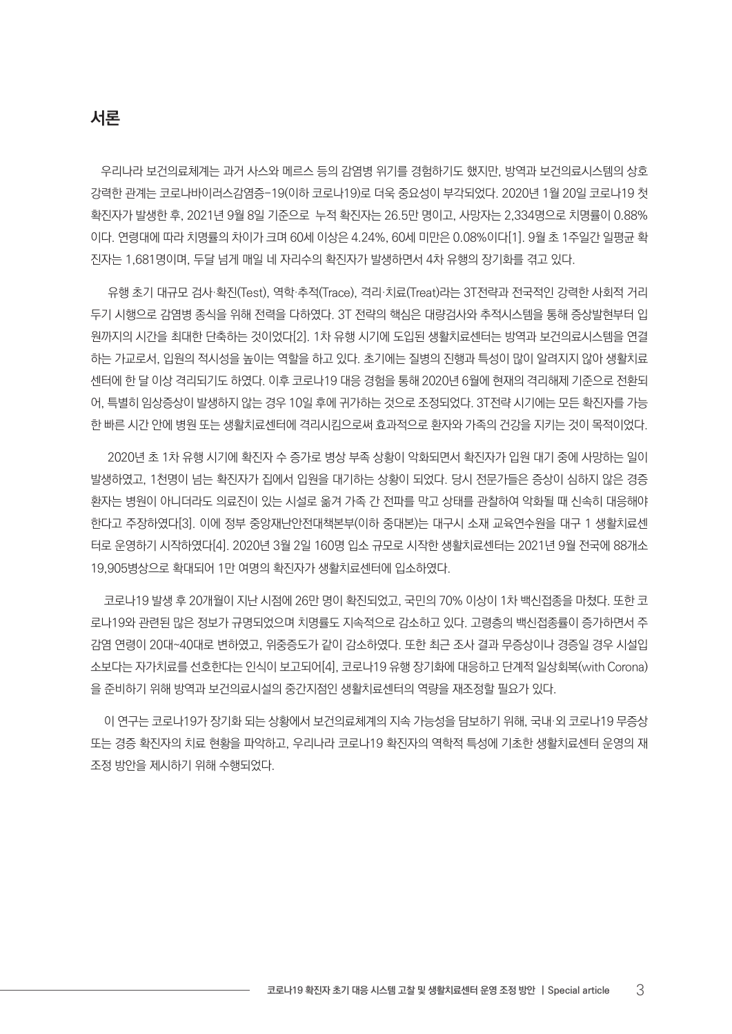## 서론

우리나라 보건의료체계는 과거 사스와 메르스 등의 감염병 위기를 경험하기도 했지만, 방역과 보건의료시스템의 상호 강력한 관계는 코로나바이러스감염증-19(이하 코로나19)로 더욱 중요성이 부각되었다. 2020년 1월 20일 코로나19 첫 확진자가 발생한 후, 2021년 9월 8일 기준으로 누적 확진자는 26.5만 명이고, 사망자는 2,334명으로 치명률이 0.88%이다. 연령대에 따라 치명률의 차이가 크며 60세 이상은 4.24%, 60세 미만은 0.08%이다[1]. 9월 초 1주일간 일평균 확진자는 1,681명이며, 두달 넘게 매일 네 자리수의 확진자가 발생하면서 4차 유행의 장기화를 겪고 있다.

유행 초기 대규모 검사·확진(Test), 역학·추적(Trace), 격리·치료(Treat)라는 3T전략과 전국적인 강력한 사회적 거리두기 시행으로 감염병 종식을 위해 전력을 다하였다. 3T 전략의 핵심은 대량검사와 추적시스템을 통해 증상발현부터 입원까지의 시간을 최대한 단축하는 것이었다[2]. 1차 유행 시기에 도입된 생활치료센터는 방역과 보건의료시스템을 연결하는 가교로서, 입원의 적시성을 높이는 역할을 하고 있다. 초기에는 질병의 진행과 특성이 많이 알려지지 않아 생활치료센터에 한 달 이상 격리되기도 하였다. 이후 코로나19 대응 경험을 통해 2020년 6월에 현재의 격리해제 기준으로 전환되어, 특별히 임상증상이 발생하지 않는 경우 10일 후에 귀가하는 것으로 조정되었다. 3T전략 시기에는 모든 확진자를 가능한 빠른 시간 안에 병원 또는 생활치료센터에 격리시킴으로써 효과적으로 환자와 가족의 건강을 지키는 것이 목적이었다.

2020년 초 1차 유행 시기에 확진자 수 증가로 병상 부족 상황이 악화되면서 확진자가 입원 대기 중에 사망하는 일이 발생하였고, 1천명이 넘는 확진자가 집에서 입원을 대기하는 상황이 되었다. 당시 전문가들은 증상이 심하지 않은 경증 환자는 병원이 아니더라도 의료진이 있는 시설로 옮겨 가족 간 전파를 막고 상태를 관찰하여 악화될 때 신속히 대응해야 한다고 주장하였다[3]. 이에 정부 중앙재난안전대책본부(이하 중대본)는 대구시 소재 교육연수원을 대구 1 생활치료센터로 운영하기 시작하였다[4]. 2020년 3월 2일 160명 입소 규모로 시작한 생활치료센터는 2021년 9월 전국에 88개소 19,905병상으로 확대되어 1만 여명의 확진자가 생활치료센터에 입소하였다.

코로나19 발생 후 20개월이 지난 시점에 26만 명이 확진되었고, 국민의 70% 이상이 1차 백신접종을 마쳤다. 또한 코로나19와 관련된 많은 정보가 규명되었으며 치명률도 지속적으로 감소하고 있다. 고령층의 백신접종률이 증가하면서 주 감염 연령이 20대~40대로 변하였고, 위중증도가 같이 감소하였다. 또한 최근 조사 결과 무증상이나 경증일 경우 시설입소보다는 자가치료를 선호한다는 인식이 보고되어[4], 코로나19 유행 장기화에 대응하고 단계적 일상회복(with Corona)을 준비하기 위해 방역과 보건의료시설의 중간지점인 생활치료센터의 역량을 재조정할 필요가 있다.

이 연구는 코로나19가 장기화 되는 상황에서 보건의료체계의 지속 가능성을 담보하기 위해, 국내·외 코로나19 무증상 또는 경증 확진자의 치료 현황을 파악하고, 우리나라 코로나19 확진자의 역학적 특성에 기초한 생활치료센터 운영의 재조정 방안을 제시하기 위해 수행되었다.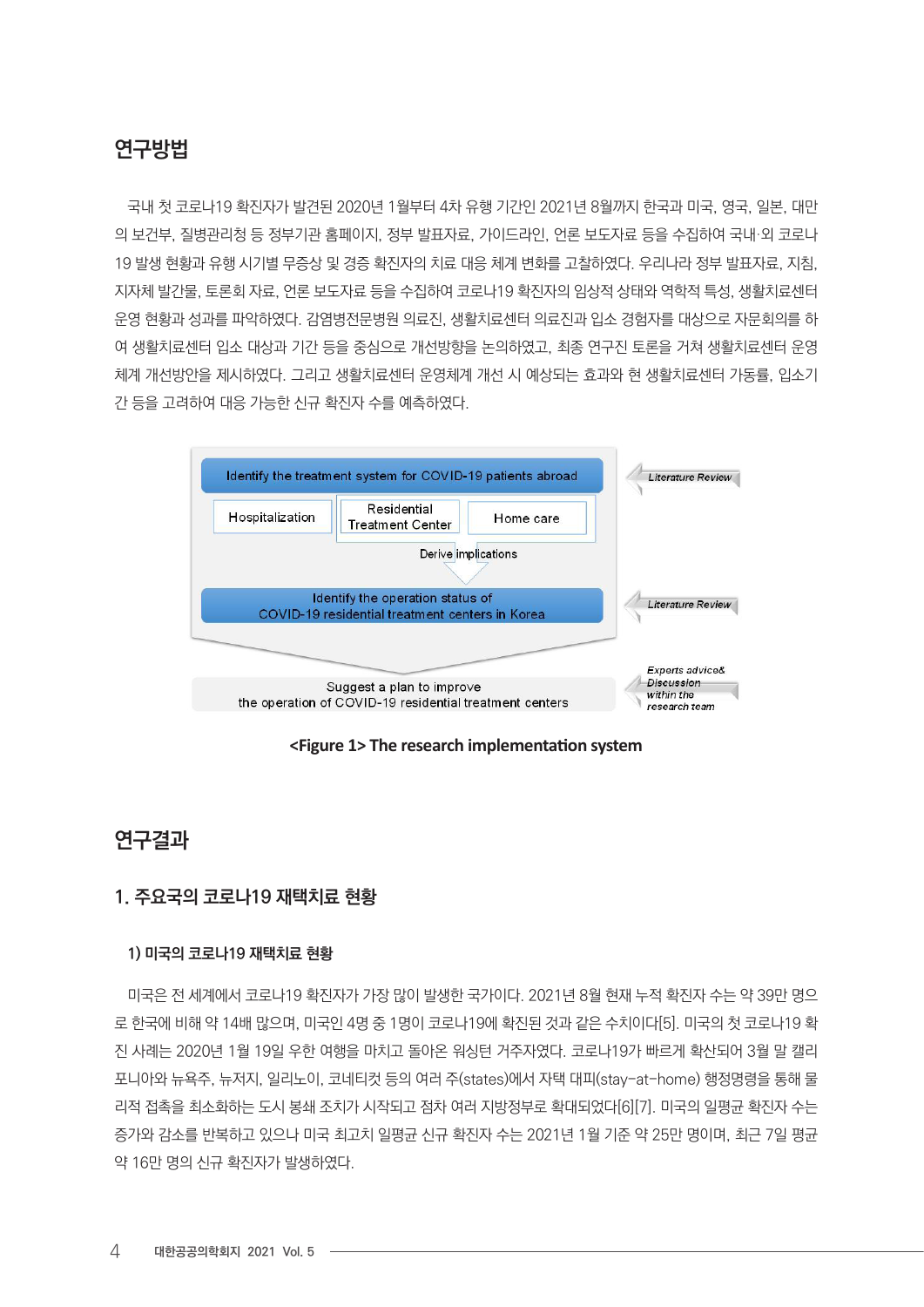## 연구방법

국내 첫 코로나19 확진자가 발견된 2020년 1월부터 4차 유행 기간인 2021년 8월까지 한국과 미국, 영국, 일본, 대만의 보건부, 질병관리청 등 정부기관 홈페이지, 정부 발표자료, 가이드라인, 언론 보도자료 등을 수집하여 국내·외 코로나19 발생 현황과 유행 시기별 무증상 및 경증 확진자의 치료 대응 체계 변화를 고찰하였다. 우리나라 정부 발표자료, 지침, 지자체 발간물, 토론회 자료, 언론 보도자료 등을 수집하여 코로나19 확진자의 임상적 상태와 역학적 특성, 생활치료센터 운영 현황과 성과를 파악하였다. 감염병전문병원 의료진, 생활치료센터 의료진과 입소 경험자를 대상으로 자문회의를 하여 생활치료센터 입소 대상과 기간 등을 중심으로 개선방향을 논의하였고, 최종 연구진 토론을 거쳐 생활치료센터 운영체계 개선방안을 제시하였다. 그리고 생활치료센터 운영체계 개선 시 예상되는 효과와 현 생활치료센터 가동률, 입소기간 등을 고려하여 대응 가능한 신규 확진자 수를 예측하였다.

Identify the treatment system for COVID-19 patients abroad — *Literature Review*

Hospitalization | Residential Treatment Center | Home care

Derive implications

Identify the operation status of COVID-19 residential treatment centers in Korea — *Literature Review*

Suggest a plan to improve the operation of COVID-19 residential treatment centers — *Exports advice& Discussion within the research team*

**<Figure 1> The research implementation system**

## 연구결과

### 1. 주요국의 코로나19 재택치료 현황

#### 1) 미국의 코로나19 재택치료 현황

미국은 전 세계에서 코로나19 확진자가 가장 많이 발생한 국가이다. 2021년 8월 현재 누적 확진자 수는 약 39만 명으로 한국에 비해 약 14배 많으며, 미국인 4명 중 1명이 코로나19에 확진된 것과 같은 수치이다[5]. 미국의 첫 코로나19 확진 사례는 2020년 1월 19일 우한 여행을 마치고 돌아온 워싱턴 거주자였다. 코로나19가 빠르게 확산되어 3월 말 캘리포니아와 뉴욕주, 뉴저지, 일리노이, 코네티컷 등의 여러 주(states)에서 자택 대피(stay-at-home) 행정명령을 통해 물리적 접촉을 최소화하는 도시 봉쇄 조치가 시작되고 점차 여러 지방정부로 확대되었다[6][7]. 미국의 일평균 확진자 수는 증가와 감소를 반복하고 있으나 미국 최고치 일평균 신규 확진자 수는 2021년 1월 기준 약 25만 명이며, 최근 7일 평균 약 16만 명의 신규 확진자가 발생하였다.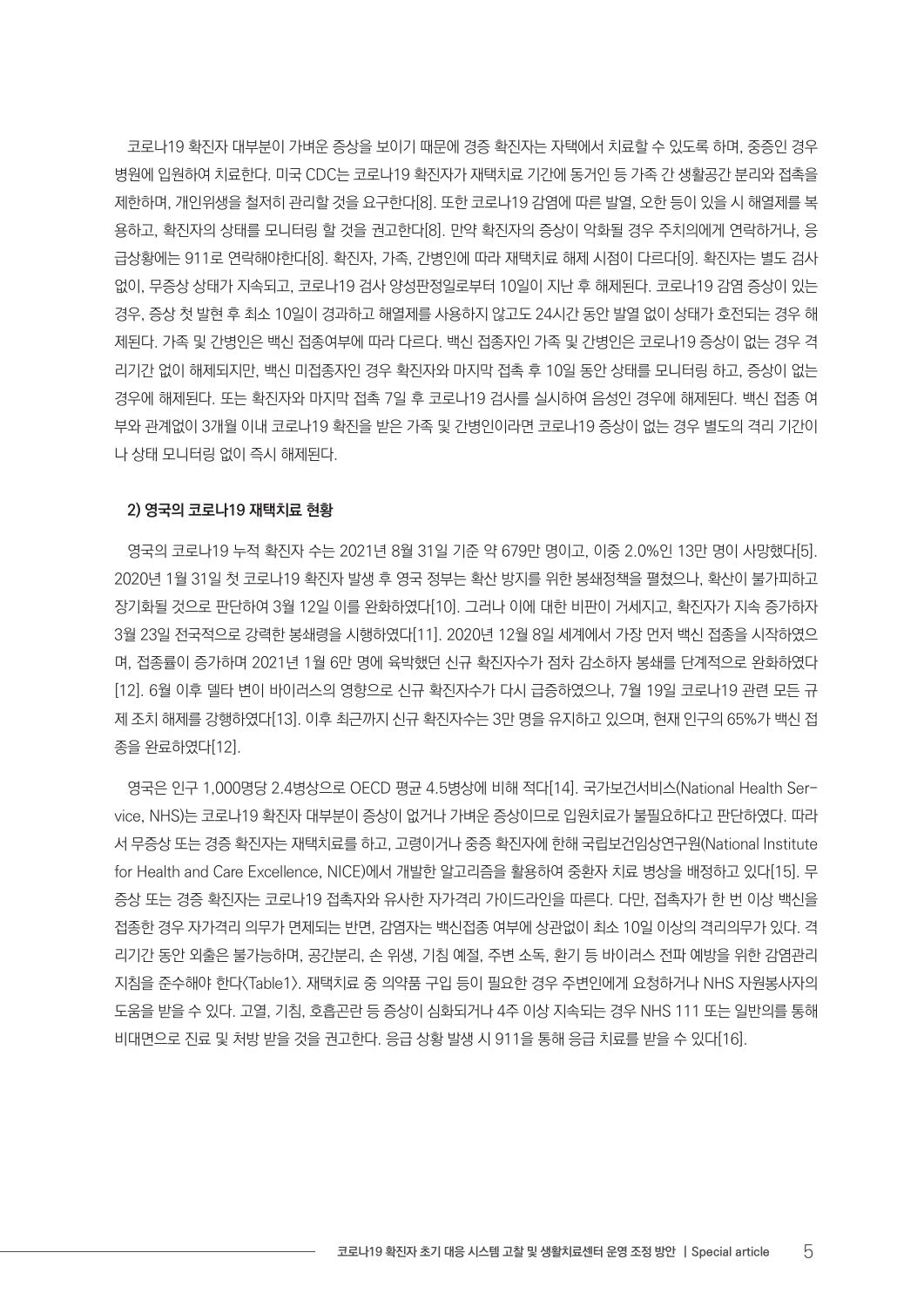코로나19 확진자 대부분이 가벼운 증상을 보이기 때문에 경증 확진자는 자택에서 치료할 수 있도록 하며, 중증인 경우 병원에 입원하여 치료한다. 미국 CDC는 코로나19 확진자가 재택치료 기간에 동거인 등 가족 간 생활공간 분리와 접촉을 제한하며, 개인위생을 철저히 관리할 것을 요구한다[8]. 또한 코로나19 감염에 따른 발열, 오한 등이 있을 시 해열제를 복용하고, 확진자의 상태를 모니터링 할 것을 권고한다[8]. 만약 확진자의 증상이 악화될 경우 주치의에게 연락하거나, 응급상황에는 911로 연락해야한다[8]. 확진자, 가족, 간병인에 따라 재택치료 해제 시점이 다르다[9]. 확진자는 별도 검사 없이, 무증상 상태가 지속되고, 코로나19 검사 양성판정일로부터 10일이 지난 후 해제된다. 코로나19 감염 증상이 있는 경우, 증상 첫 발현 후 최소 10일이 경과하고 해열제를 사용하지 않고도 24시간 동안 발열 없이 상태가 호전되는 경우 해제된다. 가족 및 간병인은 백신 접종여부에 따라 다르다. 백신 접종자인 가족 및 간병인은 코로나19 증상이 없는 경우 격리기간 없이 해제되지만, 백신 미접종자인 경우 확진자와 마지막 접촉 후 10일 동안 상태를 모니터링 하고, 증상이 없는 경우에 해제된다. 또는 확진자와 마지막 접촉 7일 후 코로나19 검사를 실시하여 음성인 경우에 해제된다. 백신 접종 여부와 관계없이 3개월 이내 코로나19 확진을 받은 가족 및 간병인이라면 코로나19 증상이 없는 경우 별도의 격리 기간이나 상태 모니터링 없이 즉시 해제된다.

#### 2) 영국의 코로나19 재택치료 현황

영국의 코로나19 누적 확진자 수는 2021년 8월 31일 기준 약 679만 명이고, 이중 2.0%인 13만 명이 사망했다[5]. 2020년 1월 31일 첫 코로나19 확진자 발생 후 영국 정부는 확산 방지를 위한 봉쇄정책을 펼쳤으나, 확산이 불가피하고 장기화될 것으로 판단하여 3월 12일 이를 완화하였다[10]. 그러나 이에 대한 비판이 거세지고, 확진자가 지속 증가하자 3월 23일 전국적으로 강력한 봉쇄령을 시행하였다[11]. 2020년 12월 8일 세계에서 가장 먼저 백신 접종을 시작하였으며, 접종률이 증가하며 2021년 1월 6만 명에 육박했던 신규 확진자수가 점차 감소하자 봉쇄를 단계적으로 완화하였다[12]. 6월 이후 델타 변이 바이러스의 영향으로 신규 확진자수가 다시 급증하였으나, 7월 19일 코로나19 관련 모든 규제 조치 해제를 강행하였다[13]. 이후 최근까지 신규 확진자수는 3만 명을 유지하고 있으며, 현재 인구의 65%가 백신 접종을 완료하였다[12].

영국은 인구 1,000명당 2.4병상으로 OECD 평균 4.5병상에 비해 적다[14]. 국가보건서비스(National Health Service, NHS)는 코로나19 확진자 대부분이 증상이 없거나 가벼운 증상이므로 입원치료가 불필요하다고 판단하였다. 따라서 무증상 또는 경증 확진자는 재택치료를 하고, 고령이거나 중증 확진자에 한해 국립보건임상연구원(National Institute for Health and Care Excellence, NICE)에서 개발한 알고리즘을 활용하여 중환자 치료 병상을 배정하고 있다[15]. 무증상 또는 경증 확진자는 코로나19 접촉자와 유사한 자가격리 가이드라인을 따른다. 다만, 접촉자가 한 번 이상 백신을 접종한 경우 자가격리 의무가 면제되는 반면, 감염자는 백신접종 여부에 상관없이 최소 10일 이상의 격리의무가 있다. 격리기간 동안 외출은 불가능하며, 공간분리, 손 위생, 기침 예절, 주변 소독, 환기 등 바이러스 전파 예방을 위한 감염관리 지침을 준수해야 한다<Table1>. 재택치료 중 의약품 구입 등이 필요한 경우 주변인에게 요청하거나 NHS 자원봉사자의 도움을 받을 수 있다. 고열, 기침, 호흡곤란 등 증상이 심화되거나 4주 이상 지속되는 경우 NHS 111 또는 일반의를 통해 비대면으로 진료 및 처방 받을 것을 권고한다. 응급 상황 발생 시 911을 통해 응급 치료를 받을 수 있다[16].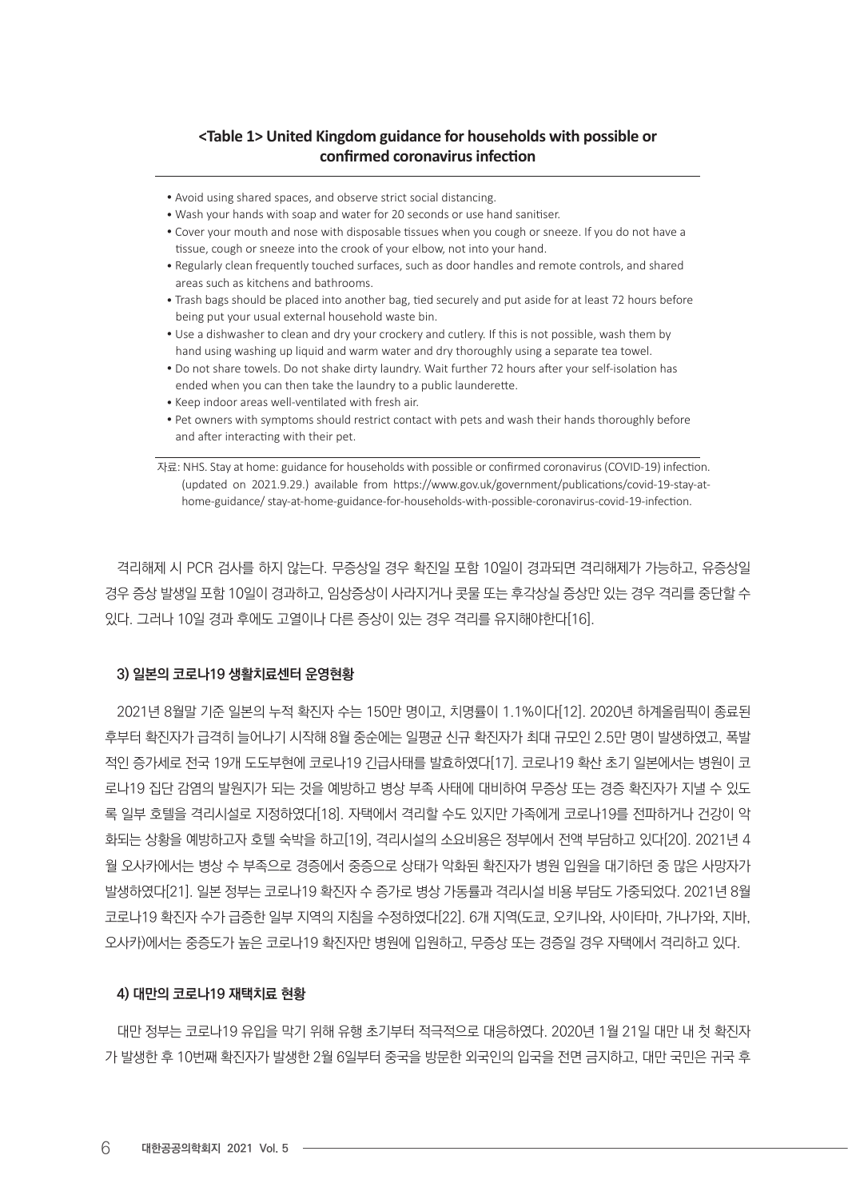**<Table 1> United Kingdom guidance for households with possible or confirmed coronavirus infection**

- Avoid using shared spaces, and observe strict social distancing.
- Wash your hands with soap and water for 20 seconds or use hand sanitiser.
- Cover your mouth and nose with disposable tissues when you cough or sneeze. If you do not have a tissue, cough or sneeze into the crook of your elbow, not into your hand.
- Regularly clean frequently touched surfaces, such as door handles and remote controls, and shared areas such as kitchens and bathrooms.
- Trash bags should be placed into another bag, tied securely and put aside for at least 72 hours before being put your usual external household waste bin.
- Use a dishwasher to clean and dry your crockery and cutlery. If this is not possible, wash them by hand using washing up liquid and warm water and dry thoroughly using a separate tea towel.
- Do not share towels. Do not shake dirty laundry. Wait further 72 hours after your self-isolation has ended when you can then take the laundry to a public launderette.
- Keep indoor areas well-ventilated with fresh air.
- Pet owners with symptoms should restrict contact with pets and wash their hands thoroughly before and after interacting with their pet.

자료: NHS. Stay at home: guidance for households with possible or confirmed coronavirus (COVID-19) infection. (updated on 2021.9.29.) available from https://www.gov.uk/government/publications/covid-19-stay-at-home-guidance/ stay-at-home-guidance-for-households-with-possible-coronavirus-covid-19-infection.

격리해제 시 PCR 검사를 하지 않는다. 무증상일 경우 확진일 포함 10일이 경과되면 격리해제가 가능하고, 유증상일 경우 증상 발생일 포함 10일이 경과하고, 임상증상이 사라지거나 콧물 또는 후각상실 증상만 있는 경우 격리를 중단할 수 있다. 그러나 10일 경과 후에도 고열이나 다른 증상이 있는 경우 격리를 유지해야한다[16].

### 3) 일본의 코로나19 생활치료센터 운영현황

2021년 8월말 기준 일본의 누적 확진자 수는 150만 명이고, 치명률이 1.1%이다[12]. 2020년 하계올림픽이 종료된 후부터 확진자가 급격히 늘어나기 시작해 8월 중순에는 일평균 신규 확진자가 최대 규모인 2.5만 명이 발생하였고, 폭발적인 증가세로 전국 19개 도도부현에 코로나19 긴급사태를 발효하였다[17]. 코로나19 확산 초기 일본에서는 병원이 코로나19 집단 감염의 발원지가 되는 것을 예방하고 병상 부족 사태에 대비하여 무증상 또는 경증 확진자가 지낼 수 있도록 일부 호텔을 격리시설로 지정하였다[18]. 자택에서 격리할 수도 있지만 가족에게 코로나19를 전파하거나 건강이 악화되는 상황을 예방하고자 호텔 숙박을 하고[19], 격리시설의 소요비용은 정부에서 전액 부담하고 있다[20]. 2021년 4월 오사카에서는 병상 수 부족으로 경증에서 중증으로 상태가 악화된 확진자가 병원 입원을 대기하던 중 많은 사망자가 발생하였다[21]. 일본 정부는 코로나19 확진자 수 증가로 병상 가동률과 격리시설 비용 부담도 가중되었다. 2021년 8월 코로나19 확진자 수가 급증한 일부 지역의 지침을 수정하였다[22]. 6개 지역(도쿄, 오키나와, 사이타마, 가나가와, 지바, 오사카)에서는 중증도가 높은 코로나19 확진자만 병원에 입원하고, 무증상 또는 경증일 경우 자택에서 격리하고 있다.

### 4) 대만의 코로나19 재택치료 현황

대만 정부는 코로나19 유입을 막기 위해 유행 초기부터 적극적으로 대응하였다. 2020년 1월 21일 대만 내 첫 확진자가 발생한 후 10번째 확진자가 발생한 2월 6일부터 중국을 방문한 외국인의 입국을 전면 금지하고, 대만 국민은 귀국 후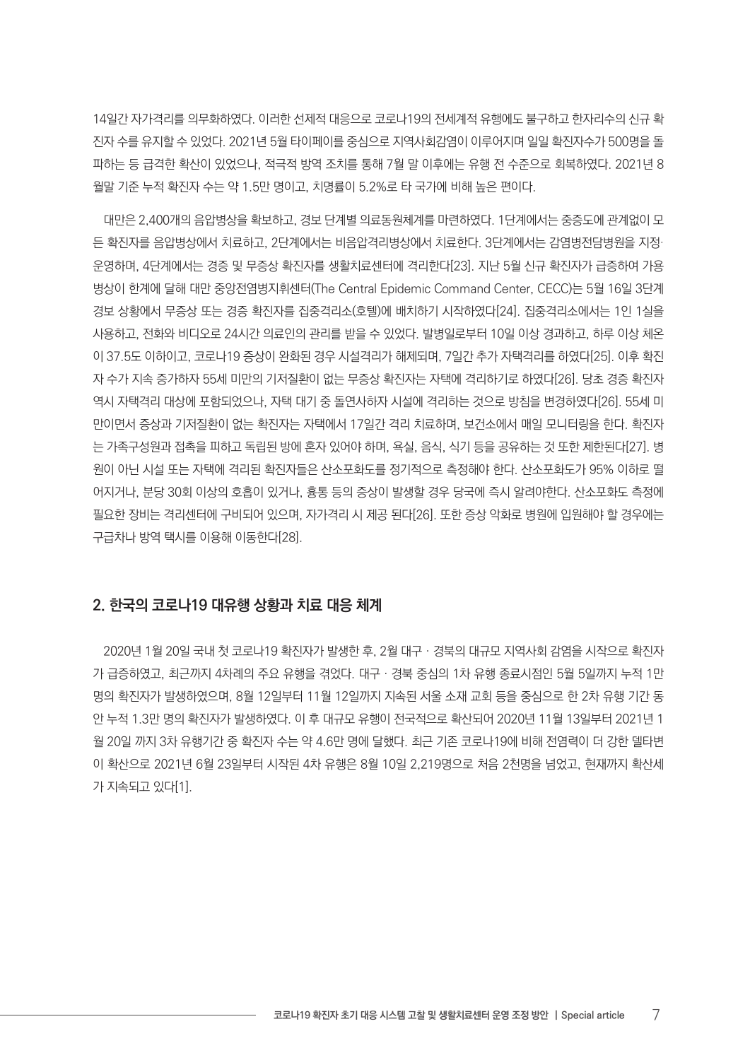14일간 자가격리를 의무화하였다. 이러한 선제적 대응으로 코로나19의 전세계적 유행에도 불구하고 한자리수의 신규 확진자 수를 유지할 수 있었다. 2021년 5월 타이페이를 중심으로 지역사회감염이 이루어지며 일일 확진자수가 500명을 돌파하는 등 급격한 확산이 있었으나, 적극적 방역 조치를 통해 7월 말 이후에는 유행 전 수준으로 회복하였다. 2021년 8월말 기준 누적 확진자 수는 약 1.5만 명이고, 치명률이 5.2%로 타 국가에 비해 높은 편이다.

대만은 2,400개의 음압병상을 확보하고, 경보 단계별 의료동원체계를 마련하였다. 1단계에서는 중증도에 관계없이 모든 확진자를 음압병상에서 치료하고, 2단계에서는 비음압격리병상에서 치료한다. 3단계에서는 감염병전담병원을 지정·운영하며, 4단계에서는 경증 및 무증상 확진자를 생활치료센터에 격리한다[23]. 지난 5월 신규 확진자가 급증하여 가용병상이 한계에 달해 대만 중앙전염병지휘센터(The Central Epidemic Command Center, CECC)는 5월 16일 3단계 경보 상황에서 무증상 또는 경증 확진자를 집중격리소(호텔)에 배치하기 시작하였다[24]. 집중격리소에서는 1인 1실을 사용하고, 전화와 비디오로 24시간 의료인의 관리를 받을 수 있었다. 발병일로부터 10일 이상 경과하고, 하루 이상 체온이 37.5도 이하이고, 코로나19 증상이 완화된 경우 시설격리가 해제되며, 7일간 추가 자택격리를 하였다[25]. 이후 확진자 수가 지속 증가하자 55세 미만의 기저질환이 없는 무증상 확진자는 자택에 격리하기로 하였다[26]. 당초 경증 확진자 역시 자택격리 대상에 포함되었으나, 자택 대기 중 돌연사하자 시설에 격리하는 것으로 방침을 변경하였다[26]. 55세 미만이면서 증상과 기저질환이 없는 확진자는 자택에서 17일간 격리 치료하며, 보건소에서 매일 모니터링을 한다. 확진자는 가족구성원과 접촉을 피하고 독립된 방에 혼자 있어야 하며, 욕실, 음식, 식기 등을 공유하는 것 또한 제한된다[27]. 병원이 아닌 시설 또는 자택에 격리된 확진자들은 산소포화도를 정기적으로 측정해야 한다. 산소포화도가 95% 이하로 떨어지거나, 분당 30회 이상의 호흡이 있거나, 흉통 등의 증상이 발생할 경우 당국에 즉시 알려야한다. 산소포화도 측정에 필요한 장비는 격리센터에 구비되어 있으며, 자가격리 시 제공 된다[26]. 또한 증상 악화로 병원에 입원해야 할 경우에는 구급차나 방역 택시를 이용해 이동한다[28].

## 2. 한국의 코로나19 대유행 상황과 치료 대응 체계

2020년 1월 20일 국내 첫 코로나19 확진자가 발생한 후, 2월 대구 · 경북의 대규모 지역사회 감염을 시작으로 확진자가 급증하였고, 최근까지 4차례의 주요 유행을 겪었다. 대구 · 경북 중심의 1차 유행 종료시점인 5월 5일까지 누적 1만 명의 확진자가 발생하였으며, 8월 12일부터 11월 12일까지 지속된 서울 소재 교회 등을 중심으로 한 2차 유행 기간 동안 누적 1.3만 명의 확진자가 발생하였다. 이 후 대규모 유행이 전국적으로 확산되어 2020년 11월 13일부터 2021년 1월 20일 까지 3차 유행기간 중 확진자 수는 약 4.6만 명에 달했다. 최근 기존 코로나19에 비해 전염력이 더 강한 델타변이 확산으로 2021년 6월 23일부터 시작된 4차 유행은 8월 10일 2,219명으로 처음 2천명을 넘었고, 현재까지 확산세가 지속되고 있다[1].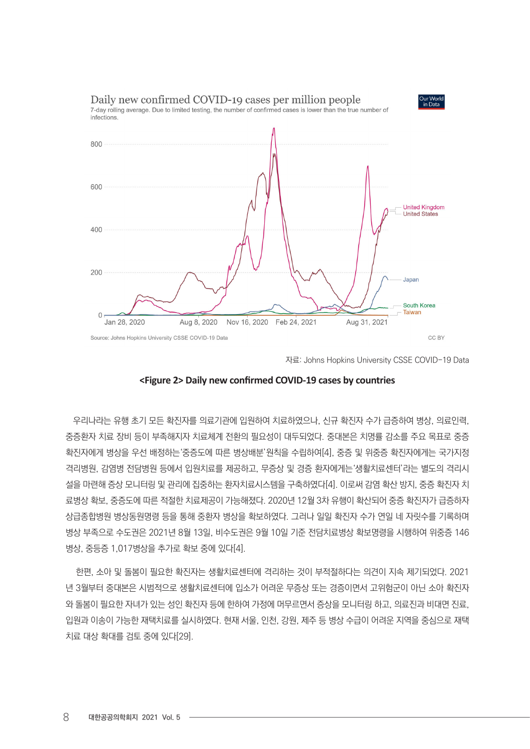자료: Johns Hopkins University CSSE COVID-19 Data

**<Figure 2> Daily new confirmed COVID-19 cases by countries**

우리나라는 유행 초기 모든 확진자를 의료기관에 입원하여 치료하였으나, 신규 확진자 수가 급증하여 병상, 의료인력, 중증환자 치료 장비 등이 부족해지자 치료체계 전환의 필요성이 대두되었다. 중대본은 치명률 감소를 주요 목표로 중증 확진자에게 병상을 우선 배정하는'중증도에 따른 병상배분'원칙을 수립하여[4], 중증 및 위중증 확진자에게는 국가지정 격리병원, 감염병 전담병원 등에서 입원치료를 제공하고, 무증상 및 경증 환자에게는'생활치료센터'라는 별도의 격리시설을 마련해 증상 모니터링 및 관리에 집중하는 환자치료시스템을 구축하였다[4]. 이로써 감염 확산 방지, 중증 확진자 치료병상 확보, 중증도에 따른 적절한 치료제공이 가능해졌다. 2020년 12월 3차 유행이 확산되어 중증 확진자가 급증하자 상급종합병원 병상동원명령 등을 통해 중환자 병상을 확보하였다. 그러나 일일 확진자 수가 연일 네 자릿수를 기록하며 병상 부족으로 수도권은 2021년 8월 13일, 비수도권은 9월 10일 기준 전담치료병상 확보명령을 시행하여 위중증 146병상, 중등증 1,017병상을 추가로 확보 중에 있다[4].

한편, 소아 및 돌봄이 필요한 확진자는 생활치료센터에 격리하는 것이 부적절하다는 의견이 지속 제기되었다. 2021년 3월부터 중대본은 시범적으로 생활치료센터에 입소가 어려운 무증상 또는 경증이면서 고위험군이 아닌 소아 확진자와 돌봄이 필요한 자녀가 있는 성인 확진자 등에 한하여 가정에 머무르면서 증상을 모니터링 하고, 의료진과 비대면 진료, 입원과 이송이 가능한 재택치료를 실시하였다. 현재 서울, 인천, 강원, 제주 등 병상 수급이 어려운 지역을 중심으로 재택치료 대상 확대를 검토 중에 있다[29].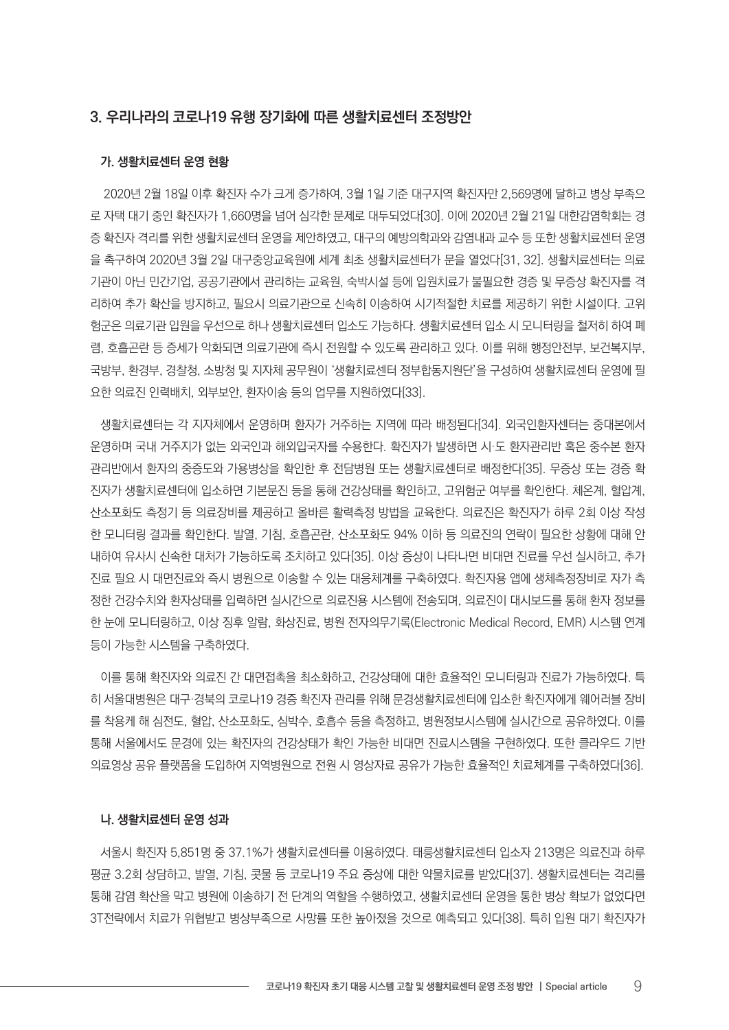## 3. 우리나라의 코로나19 유행 장기화에 따른 생활치료센터 조정방안

### 가. 생활치료센터 운영 현황

2020년 2월 18일 이후 확진자 수가 크게 증가하여, 3월 1일 기준 대구지역 확진자만 2,569명에 달하고 병상 부족으로 자택 대기 중인 확진자가 1,660명을 넘어 심각한 문제로 대두되었다[30]. 이에 2020년 2월 21일 대한감염학회는 경증 확진자 격리를 위한 생활치료센터 운영을 제안하였고, 대구의 예방의학과와 감염내과 교수 등 또한 생활치료센터 운영을 촉구하여 2020년 3월 2일 대구중앙교육원에 세계 최초 생활치료센터가 문을 열었다[31, 32]. 생활치료센터는 의료기관이 아닌 민간기업, 공공기관에서 관리하는 교육원, 숙박시설 등에 입원치료가 불필요한 경증 및 무증상 확진자를 격리하여 추가 확산을 방지하고, 필요시 의료기관으로 신속히 이송하여 시기적절한 치료를 제공하기 위한 시설이다. 고위험군은 의료기관 입원을 우선으로 하나 생활치료센터 입소도 가능하다. 생활치료센터 입소 시 모니터링을 철저히 하여 폐렴, 호흡곤란 등 증세가 악화되면 의료기관에 즉시 전원할 수 있도록 관리하고 있다. 이를 위해 행정안전부, 보건복지부, 국방부, 환경부, 경찰청, 소방청 및 지자체 공무원이 '생활치료센터 정부합동지원단'을 구성하여 생활치료센터 운영에 필요한 의료진 인력배치, 외부보안, 환자이송 등의 업무를 지원하였다[33].

생활치료센터는 각 지자체에서 운영하며 환자가 거주하는 지역에 따라 배정된다[34]. 외국인환자센터는 중대본에서 운영하며 국내 거주지가 없는 외국인과 해외입국자를 수용한다. 확진자가 발생하면 시·도 환자관리반 혹은 중수본 환자관리반에서 환자의 중증도와 가용병상을 확인한 후 전담병원 또는 생활치료센터로 배정한다[35]. 무증상 또는 경증 확진자가 생활치료센터에 입소하면 기본문진 등을 통해 건강상태를 확인하고, 고위험군 여부를 확인한다. 체온계, 혈압계, 산소포화도 측정기 등 의료장비를 제공하고 올바른 활력측정 방법을 교육한다. 의료진은 확진자가 하루 2회 이상 작성한 모니터링 결과를 확인한다. 발열, 기침, 호흡곤란, 산소포화도 94% 이하 등 의료진의 연락이 필요한 상황에 대해 안내하여 유사시 신속한 대처가 가능하도록 조치하고 있다[35]. 이상 증상이 나타나면 비대면 진료를 우선 실시하고, 추가 진료 필요 시 대면진료와 즉시 병원으로 이송할 수 있는 대응체계를 구축하였다. 확진자용 앱에 생체측정장비로 자가 측정한 건강수치와 환자상태를 입력하면 실시간으로 의료진용 시스템에 전송되며, 의료진이 대시보드를 통해 환자 정보를 한 눈에 모니터링하고, 이상 징후 알람, 화상진료, 병원 전자의무기록(Electronic Medical Record, EMR) 시스템 연계 등이 가능한 시스템을 구축하였다.

이를 통해 확진자와 의료진 간 대면접촉을 최소화하고, 건강상태에 대한 효율적인 모니터링과 진료가 가능하였다. 특히 서울대병원은 대구·경북의 코로나19 경증 확진자 관리를 위해 문경생활치료센터에 입소한 확진자에게 웨어러블 장비를 착용케 해 심전도, 혈압, 산소포화도, 심박수, 호흡수 등을 측정하고, 병원정보시스템에 실시간으로 공유하였다. 이를 통해 서울에서도 문경에 있는 확진자의 건강상태가 확인 가능한 비대면 진료시스템을 구현하였다. 또한 클라우드 기반 의료영상 공유 플랫폼을 도입하여 지역병원으로 전원 시 영상자료 공유가 가능한 효율적인 치료체계를 구축하였다[36].

### 나. 생활치료센터 운영 성과

서울시 확진자 5,851명 중 37.1%가 생활치료센터를 이용하였다. 태릉생활치료센터 입소자 213명은 의료진과 하루 평균 3.2회 상담하고, 발열, 기침, 콧물 등 코로나19 주요 증상에 대한 약물치료를 받았다[37]. 생활치료센터는 격리를 통해 감염 확산을 막고 병원에 이송하기 전 단계의 역할을 수행하였고, 생활치료센터 운영을 통한 병상 확보가 없었다면 3T전략에서 치료가 위협받고 병상부족으로 사망률 또한 높아졌을 것으로 예측되고 있다[38]. 특히 입원 대기 확진자가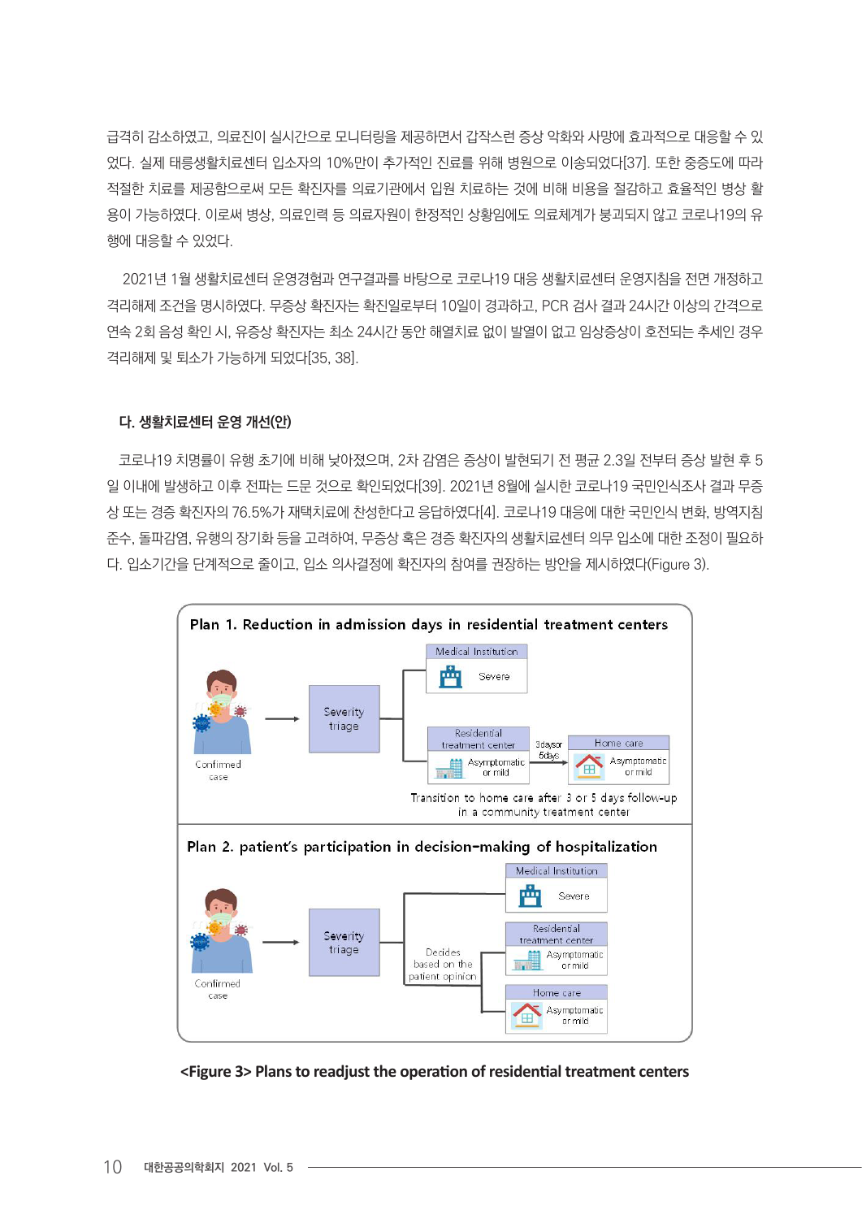급격히 감소하였고, 의료진이 실시간으로 모니터링을 제공하면서 갑작스런 증상 악화와 사망에 효과적으로 대응할 수 있었다. 실제 태릉생활치료센터 입소자의 10%만이 추가적인 진료를 위해 병원으로 이송되었다[37]. 또한 중증도에 따라 적절한 치료를 제공함으로써 모든 확진자를 의료기관에서 입원 치료하는 것에 비해 비용을 절감하고 효율적인 병상 활용이 가능하였다. 이로써 병상, 의료인력 등 의료자원이 한정적인 상황임에도 의료체계가 붕괴되지 않고 코로나19의 유행에 대응할 수 있었다.

2021년 1월 생활치료센터 운영경험과 연구결과를 바탕으로 코로나19 대응 생활치료센터 운영지침을 전면 개정하고 격리해제 조건을 명시하였다. 무증상 확진자는 확진일로부터 10일이 경과하고, PCR 검사 결과 24시간 이상의 간격으로 연속 2회 음성 확인 시, 유증상 확진자는 최소 24시간 동안 해열치료 없이 발열이 없고 임상증상이 호전되는 추세인 경우 격리해제 및 퇴소가 가능하게 되었다[35, 38].

### 다. 생활치료센터 운영 개선(안)

코로나19 치명률이 유행 초기에 비해 낮아졌으며, 2차 감염은 증상이 발현되기 전 평균 2.3일 전부터 증상 발현 후 5일 이내에 발생하고 이후 전파는 드문 것으로 확인되었다[39]. 2021년 8월에 실시한 코로나19 국민인식조사 결과 무증상 또는 경증 확진자의 76.5%가 재택치료에 찬성한다고 응답하였다[4]. 코로나19 대응에 대한 국민인식 변화, 방역지침 준수, 돌파감염, 유행의 장기화 등을 고려하여, 무증상 혹은 경증 확진자의 생활치료센터 의무 입소에 대한 조정이 필요하다. 입소기간을 단계적으로 줄이고, 입소 의사결정에 확진자의 참여를 권장하는 방안을 제시하였다(Figure 3).

**Plan 1. Reduction in admission days in residential treatment centers**

Confirmed case → Severity triage → Medical Institution: Severe / Residential treatment center: Asymptomatic or mild → (3days or 5days) → Home care: Asymptomatic or mild

Transition to home care after 3 or 5 days follow-up in a community treatment center

**Plan 2. patient's participation in decision-making of hospitalization**

Confirmed case → Severity triage → Medical Institution: Severe / Decides based on the patient opinion → Residential treatment center: Asymptomatic or mild / Home care: Asymptomatic or mild

**<Figure 3> Plans to readjust the operation of residential treatment centers**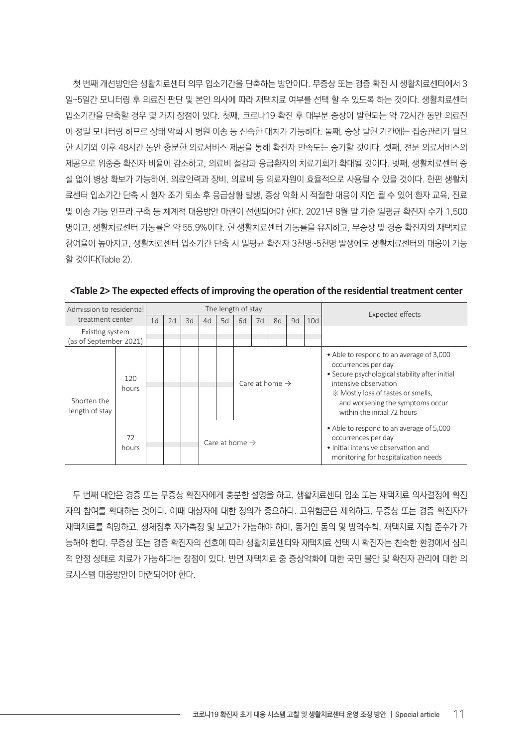첫 번째 개선방안은 생활치료센터 의무 입소기간을 단축하는 방안이다. 무증상 또는 경증 확진 시 생활치료센터에서 3일~5일간 모니터링 후 의료진 판단 및 본인 의사에 따라 재택치료 여부를 선택 할 수 있도록 하는 것이다. 생활치료센터 입소기간을 단축할 경우 몇 가지 장점이 있다. 첫째, 코로나19 확진 후 대부분 증상이 발현되는 약 72시간 동안 의료진이 정밀 모니터링 하므로 상태 악화 시 병원 이송 등 신속한 대처가 가능하다. 둘째, 증상 발현 기간에는 집중관리가 필요한 시기와 이후 48시간 동안 충분한 의료서비스 제공을 통해 확진자 만족도는 증가할 것이다. 셋째, 전문 의료서비스의 제공으로 위중증 확진자 비율이 감소하고, 의료비 절감과 응급환자의 치료기회가 확대될 것이다. 넷째, 생활치료센터 증설 없이 병상 확보가 가능하여, 의료인력과 장비, 의료비 등 의료자원이 효율적으로 사용될 수 있을 것이다. 한편 생활치료센터 입소기간 단축 시 환자 조기 퇴소 후 응급상황 발생, 증상 악화 시 적절한 대응이 지연 될 수 있어 환자 교육, 진료 및 이송 가능 인프라 구축 등 체계적 대응방안 마련이 선행되어야 한다. 2021년 8월 말 기준 일평균 확진자 수가 1,500명이고, 생활치료센터 가동률은 약 55.9%이다. 현 생활치료센터 가동률을 유지하고, 무증상 및 경증 확진자의 재택치료 참여율이 높아지고, 생활치료센터 입소기간 단축 시 일평균 확진자 3천명~5천명 발생에도 생활치료센터의 대응이 가능할 것이다(Table 2).

**<Table 2> The expected effects of improving the operation of the residential treatment center**

| Admission to residential treatment center | | The length of stay | | | | | | | | | | Expected effects |
|---|---|---|---|---|---|---|---|---|---|---|---|---|
| | | 1d | 2d | 3d | 4d | 5d | 6d | 7d | 8d | 9d | 10d | |
| Existing system (as of September 2021) | | | | | | | | | | | | |
| Shorten the length of stay | 120 hours | | | | | | Care at home → | | | | | • Able to respond to an average of 3,000 occurrences per day<br>• Secure psychological stability after initial intensive observation<br>※ Mostly loss of tastes or smells, and worsening the symptoms occur within the initial 72 hours |
| | 72 hours | | | | Care at home → | | | | | | | • Able to respond to an average of 5,000 occurrences per day<br>• Initial intensive observation and monitoring for hospitalization needs |

두 번째 대안은 경증 또는 무증상 확진자에게 충분한 설명을 하고, 생활치료센터 입소 또는 재택치료 의사결정에 확진자의 참여를 확대하는 것이다. 이때 대상자에 대한 정의가 중요하다. 고위험군은 제외하고, 무증상 또는 경증 확진자가 재택치료를 희망하고, 생체징후 자가측정 및 보고가 가능해야 하며, 동거인 동의 및 방역수칙, 재택치료 지침 준수가 가능해야 한다. 무증상 또는 경증 확진자의 선호에 따라 생활치료센터와 재택치료 선택 시 확진자는 친숙한 환경에서 심리적 안정 상태로 치료가 가능하다는 장점이 있다. 반면 재택치료 중 증상악화에 대한 국민 불안 및 확진자 관리에 대한 의료시스템 대응방안이 마련되어야 한다.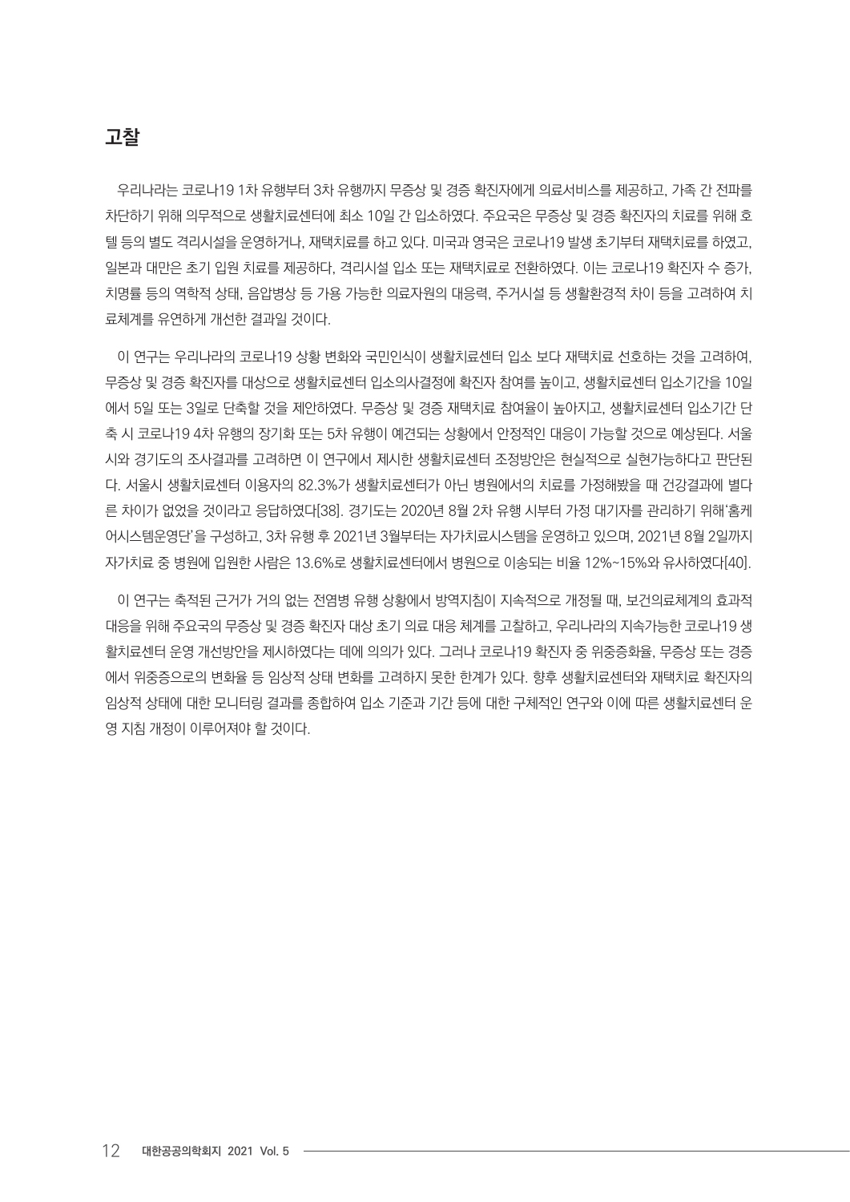## 고찰

우리나라는 코로나19 1차 유행부터 3차 유행까지 무증상 및 경증 확진자에게 의료서비스를 제공하고, 가족 간 전파를 차단하기 위해 의무적으로 생활치료센터에 최소 10일 간 입소하였다. 주요국은 무증상 및 경증 확진자의 치료를 위해 호텔 등의 별도 격리시설을 운영하거나, 재택치료를 하고 있다. 미국과 영국은 코로나19 발생 초기부터 재택치료를 하였고, 일본과 대만은 초기 입원 치료를 제공하다, 격리시설 입소 또는 재택치료로 전환하였다. 이는 코로나19 확진자 수 증가, 치명률 등의 역학적 상태, 음압병상 등 가용 가능한 의료자원의 대응력, 주거시설 등 생활환경적 차이 등을 고려하여 치료체계를 유연하게 개선한 결과일 것이다.

이 연구는 우리나라의 코로나19 상황 변화와 국민인식이 생활치료센터 입소 보다 재택치료 선호하는 것을 고려하여, 무증상 및 경증 확진자를 대상으로 생활치료센터 입소의사결정에 확진자 참여를 높이고, 생활치료센터 입소기간을 10일에서 5일 또는 3일로 단축할 것을 제안하였다. 무증상 및 경증 재택치료 참여율이 높아지고, 생활치료센터 입소기간 단축 시 코로나19 4차 유행의 장기화 또는 5차 유행이 예견되는 상황에서 안정적인 대응이 가능할 것으로 예상된다. 서울시와 경기도의 조사결과를 고려하면 이 연구에서 제시한 생활치료센터 조정방안은 현실적으로 실현가능하다고 판단된다. 서울시 생활치료센터 이용자의 82.3%가 생활치료센터가 아닌 병원에서의 치료를 가정해봤을 때 건강결과에 별다른 차이가 없었을 것이라고 응답하였다[38]. 경기도는 2020년 8월 2차 유행 시부터 가정 대기자를 관리하기 위해'홈케어시스템운영단'을 구성하고, 3차 유행 후 2021년 3월부터는 자가치료시스템을 운영하고 있으며, 2021년 8월 2일까지 자가치료 중 병원에 입원한 사람은 13.6%로 생활치료센터에서 병원으로 이송되는 비율 12%~15%와 유사하였다[40].

이 연구는 축적된 근거가 거의 없는 전염병 유행 상황에서 방역지침이 지속적으로 개정될 때, 보건의료체계의 효과적 대응을 위해 주요국의 무증상 및 경증 확진자 대상 초기 의료 대응 체계를 고찰하고, 우리나라의 지속가능한 코로나19 생활치료센터 운영 개선방안을 제시하였다는 데에 의의가 있다. 그러나 코로나19 확진자 중 위중증화율, 무증상 또는 경증에서 위중증으로의 변화율 등 임상적 상태 변화를 고려하지 못한 한계가 있다. 향후 생활치료센터와 재택치료 확진자의 임상적 상태에 대한 모니터링 결과를 종합하여 입소 기준과 기간 등에 대한 구체적인 연구와 이에 따른 생활치료센터 운영 지침 개정이 이루어져야 할 것이다.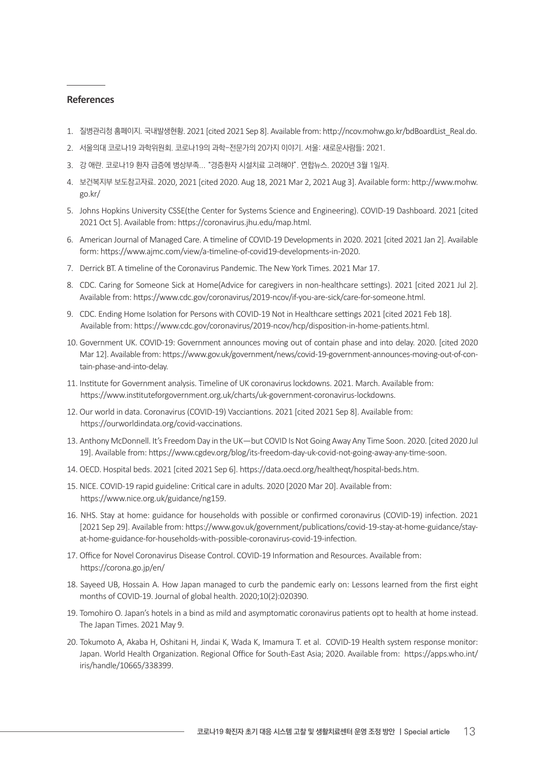## References

1. 질병관리청 홈페이지. 국내발생현황. 2021 [cited 2021 Sep 8]. Available from: http://ncov.mohw.go.kr/bdBoardList_Real.do.
2. 서울의대 코로나19 과학위원회. 코로나19의 과학-전문가의 20가지 이야기. 서울: 새로운사람들; 2021.
3. 강 애란. 코로나19 환자 급증에 병상부족… "경증환자 시설치료 고려해야". 연합뉴스. 2020년 3월 1일자.
4. 보건복지부 보도참고자료. 2020, 2021 [cited 2020. Aug 18, 2021 Mar 2, 2021 Aug 3]. Available form: http://www.mohw.go.kr/
5. Johns Hopkins University CSSE(the Center for Systems Science and Engineering). COVID-19 Dashboard. 2021 [cited 2021 Oct 5]. Available from: https://coronavirus.jhu.edu/map.html.
6. American Journal of Managed Care. A timeline of COVID-19 Developments in 2020. 2021 [cited 2021 Jan 2]. Available form: https://www.ajmc.com/view/a-timeline-of-covid19-developments-in-2020.
7. Derrick BT. A timeline of the Coronavirus Pandemic. The New York Times. 2021 Mar 17.
8. CDC. Caring for Someone Sick at Home(Advice for caregivers in non-healthcare settings). 2021 [cited 2021 Jul 2]. Available from: https://www.cdc.gov/coronavirus/2019-ncov/if-you-are-sick/care-for-someone.html.
9. CDC. Ending Home Isolation for Persons with COVID-19 Not in Healthcare settings 2021 [cited 2021 Feb 18]. Available from: https://www.cdc.gov/coronavirus/2019-ncov/hcp/disposition-in-home-patients.html.
10. Government UK. COVID-19: Government announces moving out of contain phase and into delay. 2020. [cited 2020 Mar 12]. Available from: https://www.gov.uk/government/news/covid-19-government-announces-moving-out-of-contain-phase-and-into-delay.
11. Institute for Government analysis. Timeline of UK coronavirus lockdowns. 2021. March. Available from: https://www.instituteforgovernment.org.uk/charts/uk-government-coronavirus-lockdowns.
12. Our world in data. Coronavirus (COVID-19) Vacciantions. 2021 [cited 2021 Sep 8]. Available from: https://ourworldindata.org/covid-vaccinations.
13. Anthony McDonnell. It's Freedom Day in the UK—but COVID Is Not Going Away Any Time Soon. 2020. [cited 2020 Jul 19]. Available from: https://www.cgdev.org/blog/its-freedom-day-uk-covid-not-going-away-any-time-soon.
14. OECD. Hospital beds. 2021 [cited 2021 Sep 6]. https://data.oecd.org/healtheqt/hospital-beds.htm.
15. NICE. COVID-19 rapid guideline: Critical care in adults. 2020 [2020 Mar 20]. Available from: https://www.nice.org.uk/guidance/ng159.
16. NHS. Stay at home: guidance for households with possible or confirmed coronavirus (COVID-19) infection. 2021 [2021 Sep 29]. Available from: https://www.gov.uk/government/publications/covid-19-stay-at-home-guidance/stay-at-home-guidance-for-households-with-possible-coronavirus-covid-19-infection.
17. Office for Novel Coronavirus Disease Control. COVID-19 Information and Resources. Available from: https://corona.go.jp/en/
18. Sayeed UB, Hossain A. How Japan managed to curb the pandemic early on: Lessons learned from the first eight months of COVID-19. Journal of global health. 2020;10(2):020390.
19. Tomohiro O. Japan's hotels in a bind as mild and asymptomatic coronavirus patients opt to health at home instead. The Japan Times. 2021 May 9.
20. Tokumoto A, Akaba H, Oshitani H, Jindai K, Wada K, Imamura T. et al. COVID-19 Health system response monitor: Japan. World Health Organization. Regional Office for South-East Asia; 2020. Available from: https://apps.who.int/iris/handle/10665/338399.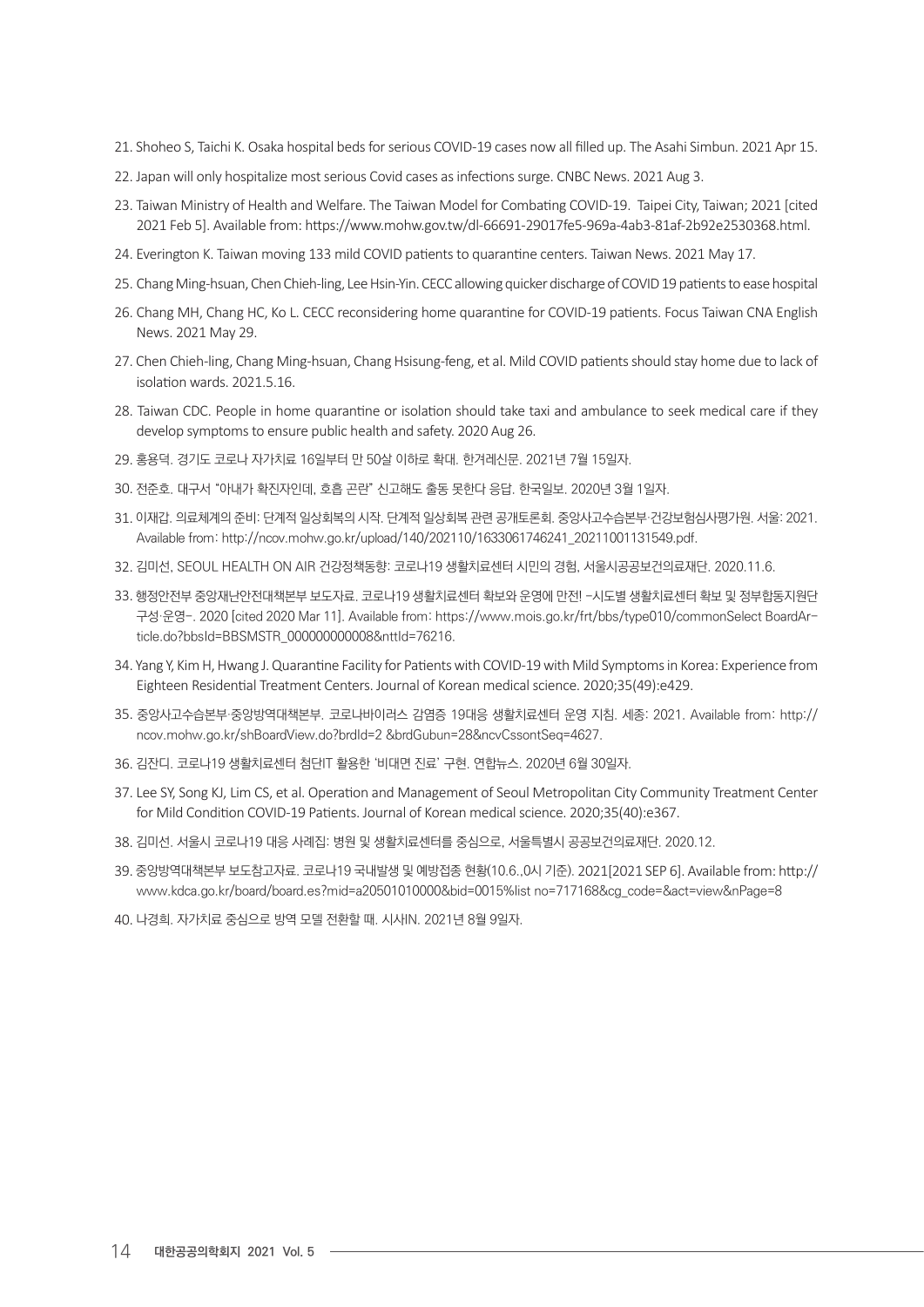21. Shoheo S, Taichi K. Osaka hospital beds for serious COVID-19 cases now all filled up. The Asahi Simbun. 2021 Apr 15.
22. Japan will only hospitalize most serious Covid cases as infections surge. CNBC News. 2021 Aug 3.
23. Taiwan Ministry of Health and Welfare. The Taiwan Model for Combating COVID-19. Taipei City, Taiwan; 2021 [cited 2021 Feb 5]. Available from: https://www.mohw.gov.tw/dl-66691-29017fe5-969a-4ab3-81af-2b92e2530368.html.
24. Everington K. Taiwan moving 133 mild COVID patients to quarantine centers. Taiwan News. 2021 May 17.
25. Chang Ming-hsuan, Chen Chieh-ling, Lee Hsin-Yin. CECC allowing quicker discharge of COVID 19 patients to ease hospital
26. Chang MH, Chang HC, Ko L. CECC reconsidering home quarantine for COVID-19 patients. Focus Taiwan CNA English News. 2021 May 29.
27. Chen Chieh-ling, Chang Ming-hsuan, Chang Hsisung-feng, et al. Mild COVID patients should stay home due to lack of isolation wards. 2021.5.16.
28. Taiwan CDC. People in home quarantine or isolation should take taxi and ambulance to seek medical care if they develop symptoms to ensure public health and safety. 2020 Aug 26.
29. 홍용덕. 경기도 코로나 자가치료 16일부터 만 50살 이하로 확대. 한겨레신문. 2021년 7월 15일자.
30. 전준호. 대구서 "아내가 확진자인데, 호흡 곤란" 신고해도 출동 못한다 응답. 한국일보. 2020년 3월 1일자.
31. 이재갑. 의료체계의 준비: 단계적 일상회복의 시작. 단계적 일상회복 관련 공개토론회. 중앙사고수습본부·건강보험심사평가원. 서울: 2021. Available from: http://ncov.mohw.go.kr/upload/140/202110/1633061746241_20211001131549.pdf.
32. 김미선, SEOUL HEALTH ON AIR 건강정책동향: 코로나19 생활치료센터 시민의 경험, 서울시공공보건의료재단. 2020.11.6.
33. 행정안전부 중앙재난안전대책본부 보도자료. 코로나19 생활치료센터 확보와 운영에 만전! -시도별 생활치료센터 확보 및 정부합동지원단 구성·운영-. 2020 [cited 2020 Mar 11]. Available from: https://www.mois.go.kr/frt/bbs/type010/commonSelect BoardArticle.do?bbsId=BBSMSTR_000000000008&nttId=76216.
34. Yang Y, Kim H, Hwang J. Quarantine Facility for Patients with COVID-19 with Mild Symptoms in Korea: Experience from Eighteen Residential Treatment Centers. Journal of Korean medical science. 2020;35(49):e429.
35. 중앙사고수습본부·중앙방역대책본부. 코로나바이러스 감염증 19대응 생활치료센터 운영 지침. 세종: 2021. Available from: http://ncov.mohw.go.kr/shBoardView.do?brdId=2 &brdGubun=28&ncvCssontSeq=4627.
36. 김잔디. 코로나19 생활치료센터 첨단IT 활용한 '비대면 진료' 구현. 연합뉴스. 2020년 6월 30일자.
37. Lee SY, Song KJ, Lim CS, et al. Operation and Management of Seoul Metropolitan City Community Treatment Center for Mild Condition COVID-19 Patients. Journal of Korean medical science. 2020;35(40):e367.
38. 김미선. 서울시 코로나19 대응 사례집: 병원 및 생활치료센터를 중심으로, 서울특별시 공공보건의료재단. 2020.12.
39. 중앙방역대책본부 보도참고자료. 코로나19 국내발생 및 예방접종 현황(10.6.,0시 기준). 2021[2021 SEP 6]. Available from: http://www.kdca.go.kr/board/board.es?mid=a20501010000&bid=0015%list no=717168&cg_code=&act=view&nPage=8
40. 나경희. 자가치료 중심으로 방역 모델 전환할 때. 시사IN. 2021년 8월 9일자.